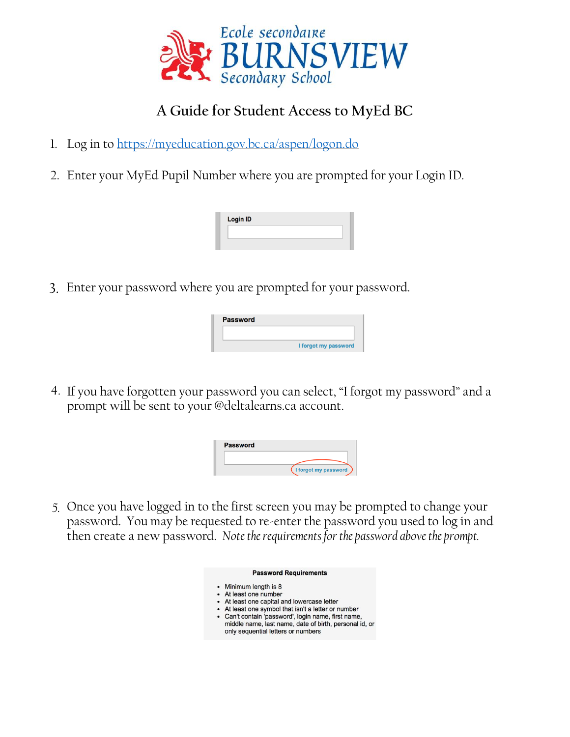Ecole secondaire

# BURNSVIEW

Secondary School

## A Guide for Student Access to MyEd BC

1. Log in to https://myeducation.gov.bc.ca/aspen/logon.do

2. Enter your MyEd Pupil Number where you are prompted for your Login ID.

   Login ID

3. Enter your password where you are prompted for your password.

   Password

   I forgot my password

4. If you have forgotten your password you can select, "I forgot my password" and a prompt will be sent to your @deltalearns.ca account.

   Password

   I forgot my password

5. Once you have logged in to the first screen you may be prompted to change your password. You may be requested to re-enter the password you used to log in and then create a new password. *Note the requirements for the password above the prompt.*

**Password Requirements**

- Minimum length is 8
- At least one number
- At least one capital and lowercase letter
- At least one symbol that isn't a letter or number
- Can't contain 'password', login name, first name, middle name, last name, date of birth, personal id, or only sequential letters or numbers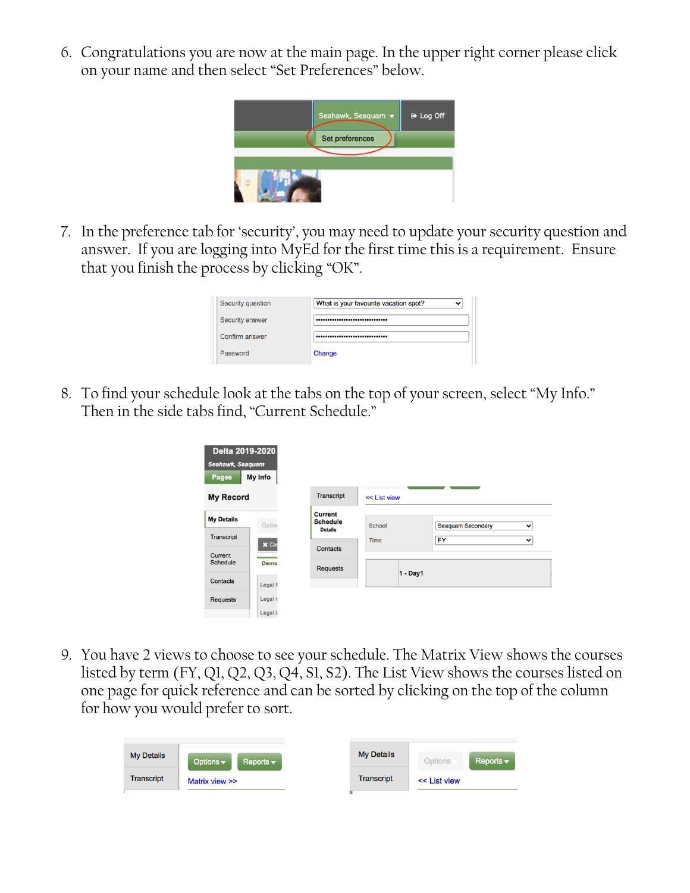6. Congratulations you are now at the main page. In the upper right corner please click on your name and then select "Set Preferences" below.

7. In the preference tab for 'security', you may need to update your security question and answer. If you are logging into MyEd for the first time this is a requirement. Ensure that you finish the process by clicking "OK".

8. To find your schedule look at the tabs on the top of your screen, select "My Info." Then in the side tabs find, "Current Schedule."

9. You have 2 views to choose to see your schedule. The Matrix View shows the courses listed by term (FY, Q1, Q2, Q3, Q4, S1, S2). The List View shows the courses listed on one page for quick reference and can be sorted by clicking on the top of the column for how you would prefer to sort.